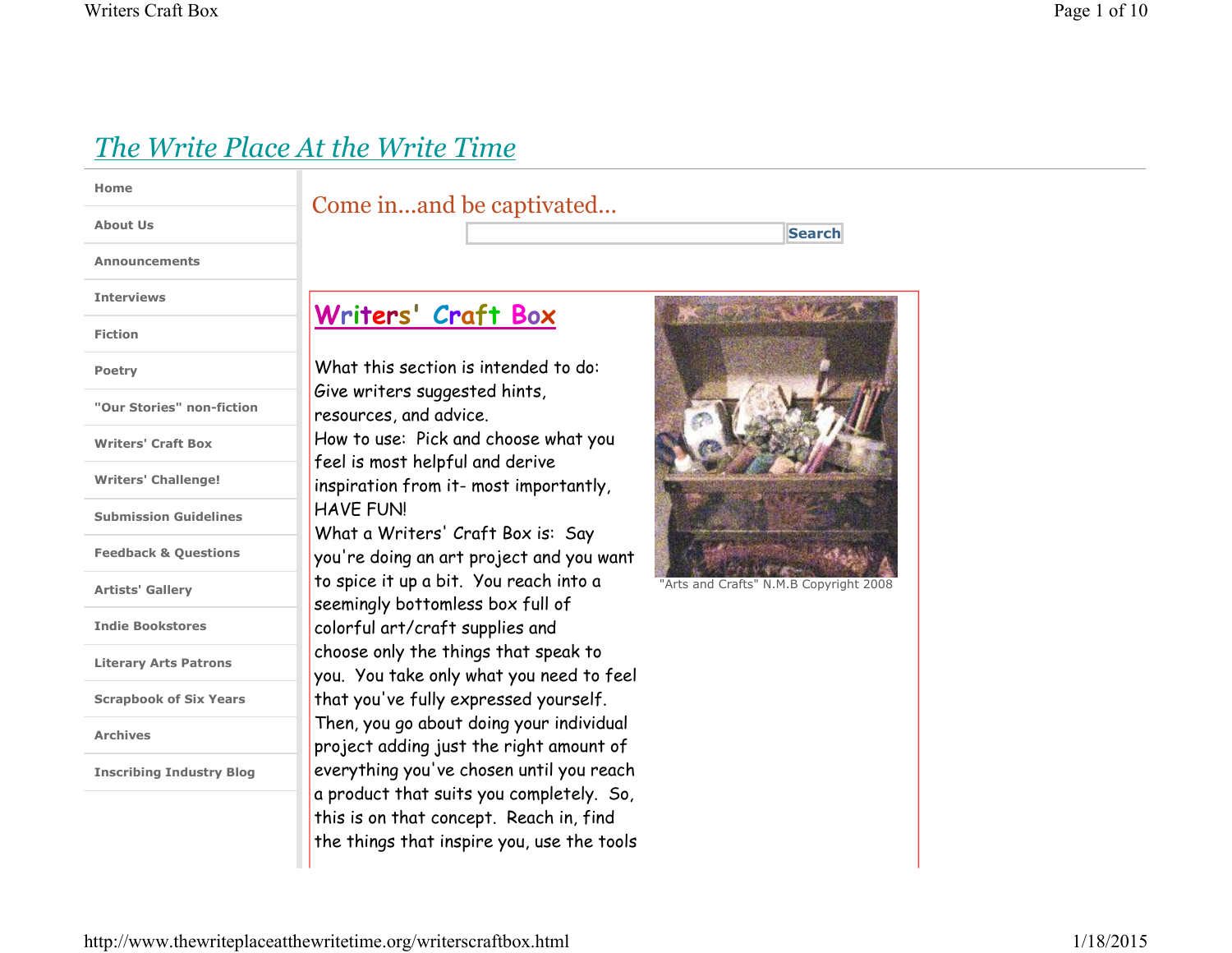# The Write Place At the Write Time

- Home
- About Us
- Announcements
- Interviews
- Fiction
- Poetry
- "Our Stories" non-fiction
- Writers' Craft Box
- Writers' Challenge!
- Submission Guidelines
- Feedback & Questions
- Artists' Gallery
- Indie Bookstores
- Literary Arts Patrons
- Scrapbook of Six Years
- Archives
- Inscribing Industry Blog

Come in...and be captivated...

Search

## Writers' Craft Box

"Arts and Crafts" N.M.B Copyright 2008

What this section is intended to do: Give writers suggested hints, resources, and advice.

How to use: Pick and choose what you feel is most helpful and derive inspiration from it- most importantly, HAVE FUN!

What a Writers' Craft Box is: Say you're doing an art project and you want to spice it up a bit. You reach into a seemingly bottomless box full of colorful art/craft supplies and choose only the things that speak to you. You take only what you need to feel that you've fully expressed yourself. Then, you go about doing your individual project adding just the right amount of everything you've chosen until you reach a product that suits you completely. So, this is on that concept. Reach in, find the things that inspire you, use the tools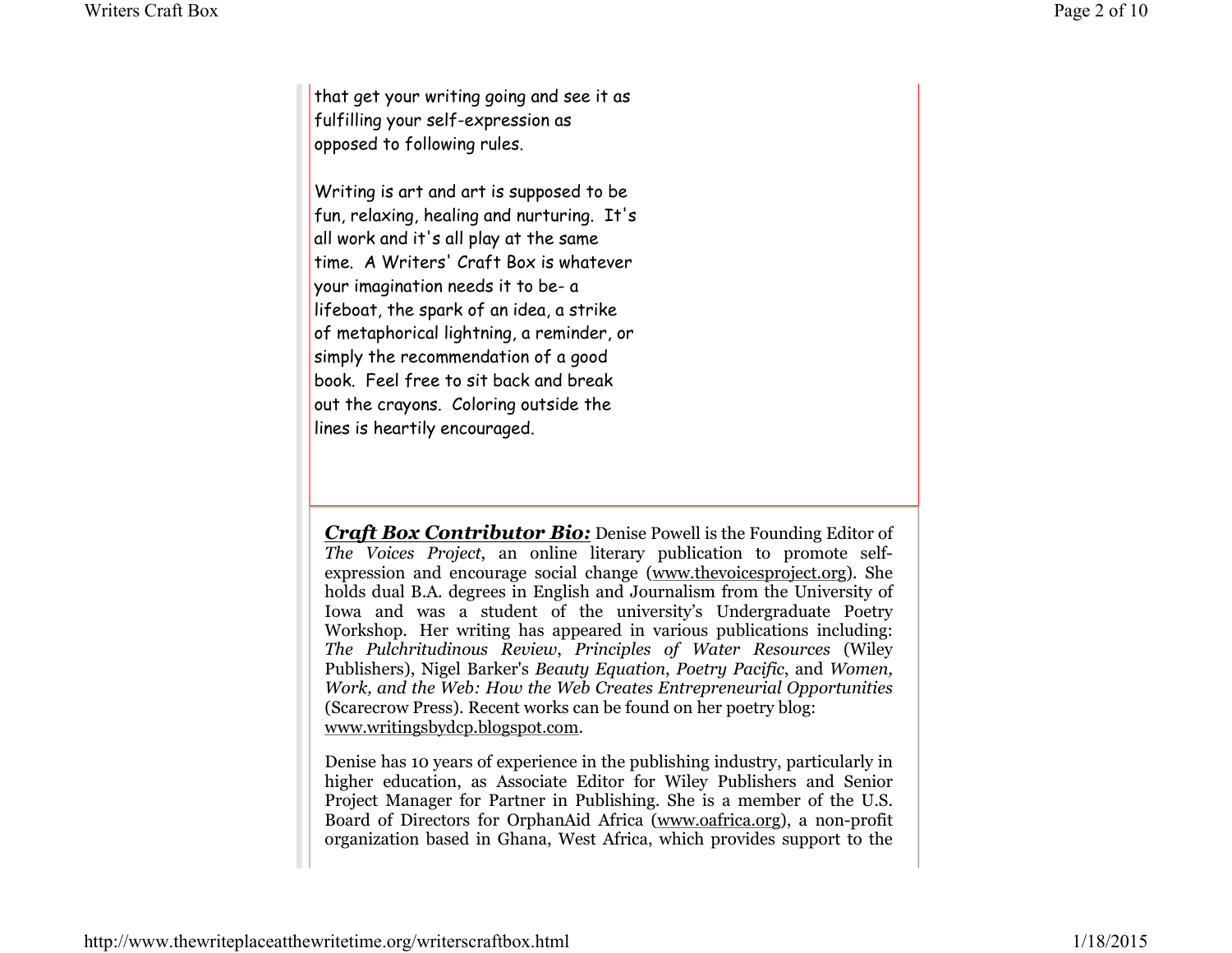that get your writing going and see it as fulfilling your self-expression as opposed to following rules.

Writing is art and art is supposed to be fun, relaxing, healing and nurturing. It's all work and it's all play at the same time. A Writers' Craft Box is whatever your imagination needs it to be- a lifeboat, the spark of an idea, a strike of metaphorical lightning, a reminder, or simply the recommendation of a good book. Feel free to sit back and break out the crayons. Coloring outside the lines is heartily encouraged.

***Craft Box Contributor Bio:*** Denise Powell is the Founding Editor of *The Voices Project*, an online literary publication to promote self-expression and encourage social change (www.thevoicesproject.org). She holds dual B.A. degrees in English and Journalism from the University of Iowa and was a student of the university's Undergraduate Poetry Workshop. Her writing has appeared in various publications including: *The Pulchritudinous Review*, *Principles of Water Resources* (Wiley Publishers), Nigel Barker's *Beauty Equation*, *Poetry Pacific*, and *Women, Work, and the Web: How the Web Creates Entrepreneurial Opportunities* (Scarecrow Press). Recent works can be found on her poetry blog: www.writingsbydcp.blogspot.com.

Denise has 10 years of experience in the publishing industry, particularly in higher education, as Associate Editor for Wiley Publishers and Senior Project Manager for Partner in Publishing. She is a member of the U.S. Board of Directors for OrphanAid Africa (www.oafrica.org), a non-profit organization based in Ghana, West Africa, which provides support to the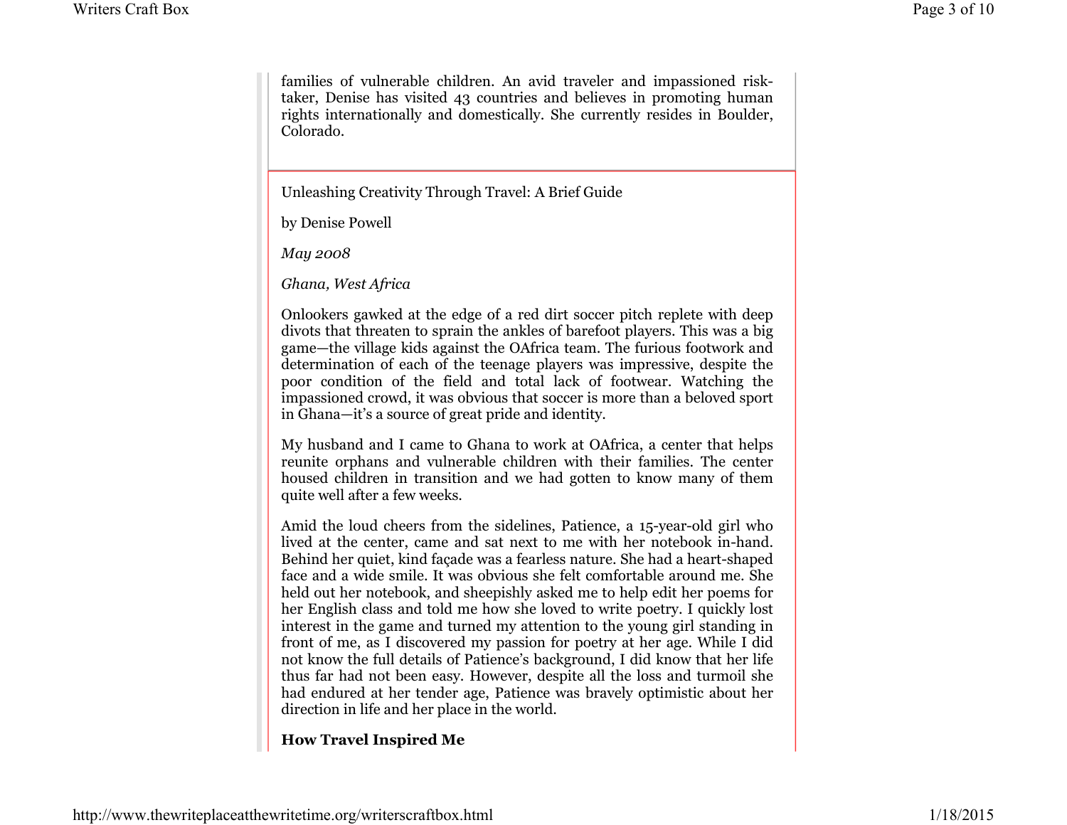families of vulnerable children. An avid traveler and impassioned risk-taker, Denise has visited 43 countries and believes in promoting human rights internationally and domestically. She currently resides in Boulder, Colorado.

Unleashing Creativity Through Travel: A Brief Guide

by Denise Powell

*May 2008*

*Ghana, West Africa*

Onlookers gawked at the edge of a red dirt soccer pitch replete with deep divots that threaten to sprain the ankles of barefoot players. This was a big game—the village kids against the OAfrica team. The furious footwork and determination of each of the teenage players was impressive, despite the poor condition of the field and total lack of footwear. Watching the impassioned crowd, it was obvious that soccer is more than a beloved sport in Ghana—it's a source of great pride and identity.

My husband and I came to Ghana to work at OAfrica, a center that helps reunite orphans and vulnerable children with their families. The center housed children in transition and we had gotten to know many of them quite well after a few weeks.

Amid the loud cheers from the sidelines, Patience, a 15-year-old girl who lived at the center, came and sat next to me with her notebook in-hand. Behind her quiet, kind façade was a fearless nature. She had a heart-shaped face and a wide smile. It was obvious she felt comfortable around me. She held out her notebook, and sheepishly asked me to help edit her poems for her English class and told me how she loved to write poetry. I quickly lost interest in the game and turned my attention to the young girl standing in front of me, as I discovered my passion for poetry at her age. While I did not know the full details of Patience's background, I did know that her life thus far had not been easy. However, despite all the loss and turmoil she had endured at her tender age, Patience was bravely optimistic about her direction in life and her place in the world.

**How Travel Inspired Me**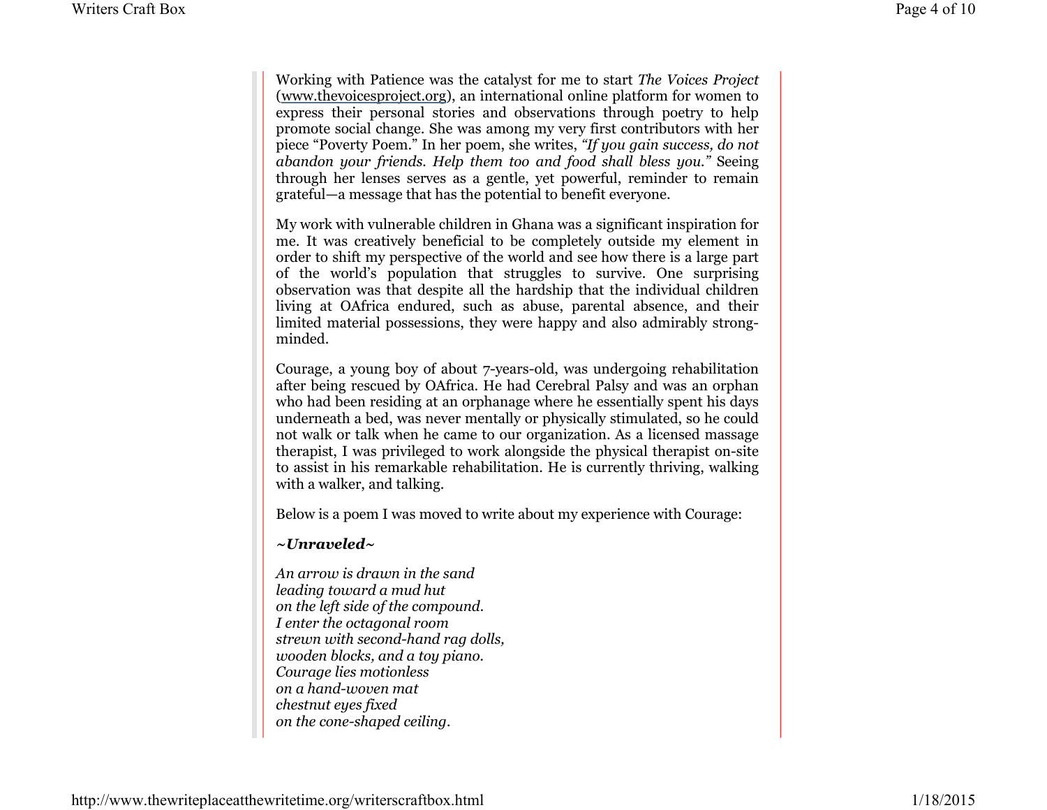Working with Patience was the catalyst for me to start *The Voices Project* (www.thevoicesproject.org), an international online platform for women to express their personal stories and observations through poetry to help promote social change. She was among my very first contributors with her piece "Poverty Poem." In her poem, she writes, *"If you gain success, do not abandon your friends. Help them too and food shall bless you."* Seeing through her lenses serves as a gentle, yet powerful, reminder to remain grateful—a message that has the potential to benefit everyone.

My work with vulnerable children in Ghana was a significant inspiration for me. It was creatively beneficial to be completely outside my element in order to shift my perspective of the world and see how there is a large part of the world's population that struggles to survive. One surprising observation was that despite all the hardship that the individual children living at OAfrica endured, such as abuse, parental absence, and their limited material possessions, they were happy and also admirably strong-minded.

Courage, a young boy of about 7-years-old, was undergoing rehabilitation after being rescued by OAfrica. He had Cerebral Palsy and was an orphan who had been residing at an orphanage where he essentially spent his days underneath a bed, was never mentally or physically stimulated, so he could not walk or talk when he came to our organization. As a licensed massage therapist, I was privileged to work alongside the physical therapist on-site to assist in his remarkable rehabilitation. He is currently thriving, walking with a walker, and talking.

Below is a poem I was moved to write about my experience with Courage:

***~Unraveled~***

*An arrow is drawn in the sand*
*leading toward a mud hut*
*on the left side of the compound.*
*I enter the octagonal room*
*strewn with second-hand rag dolls,*
*wooden blocks, and a toy piano.*
*Courage lies motionless*
*on a hand-woven mat*
*chestnut eyes fixed*
*on the cone-shaped ceiling.*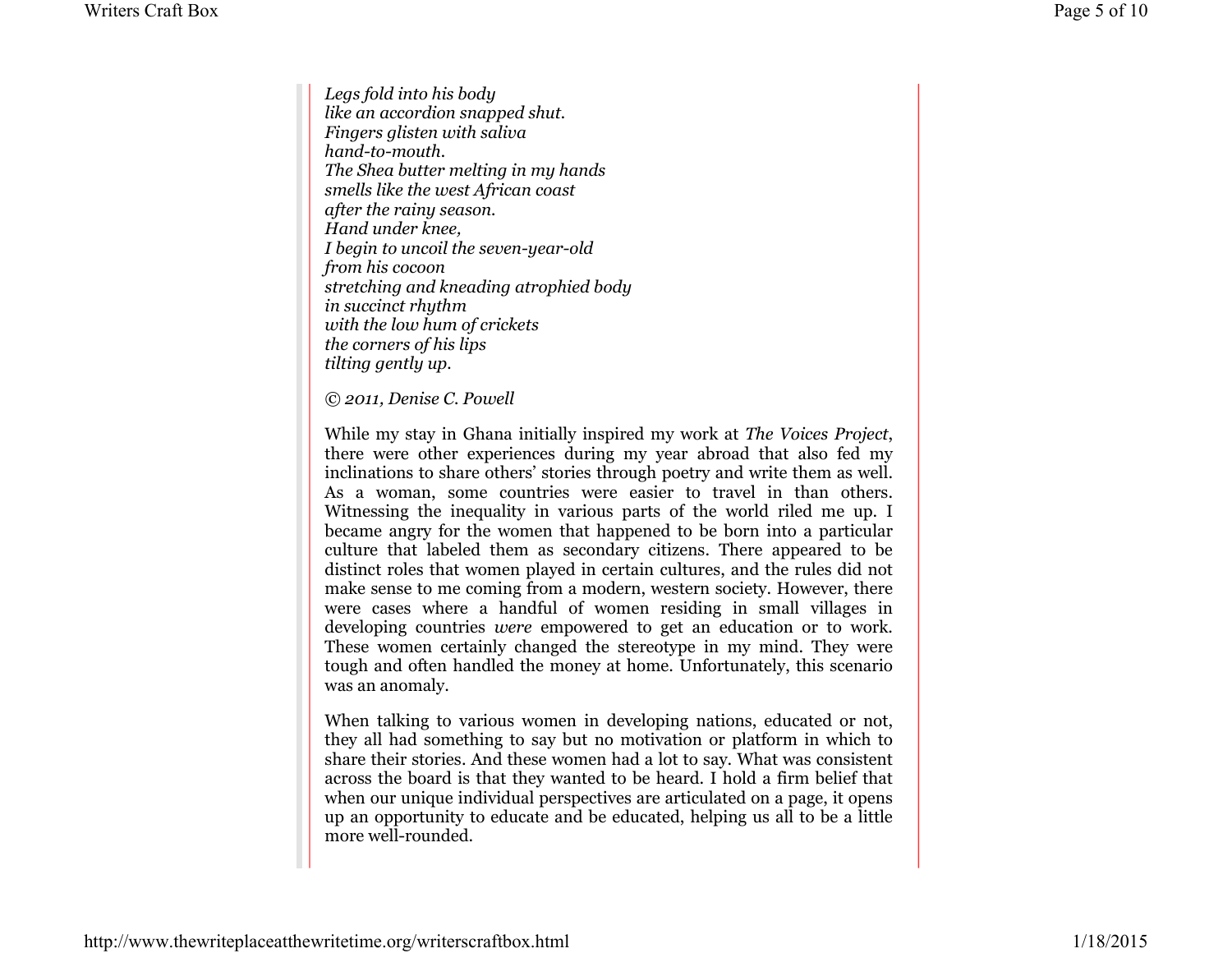*Legs fold into his body*
*like an accordion snapped shut.*
*Fingers glisten with saliva*
*hand-to-mouth.*
*The Shea butter melting in my hands*
*smells like the west African coast*
*after the rainy season.*
*Hand under knee,*
*I begin to uncoil the seven-year-old*
*from his cocoon*
*stretching and kneading atrophied body*
*in succinct rhythm*
*with the low hum of crickets*
*the corners of his lips*
*tilting gently up.*

*© 2011, Denise C. Powell*

While my stay in Ghana initially inspired my work at *The Voices Project*, there were other experiences during my year abroad that also fed my inclinations to share others' stories through poetry and write them as well. As a woman, some countries were easier to travel in than others. Witnessing the inequality in various parts of the world riled me up. I became angry for the women that happened to be born into a particular culture that labeled them as secondary citizens. There appeared to be distinct roles that women played in certain cultures, and the rules did not make sense to me coming from a modern, western society. However, there were cases where a handful of women residing in small villages in developing countries *were* empowered to get an education or to work. These women certainly changed the stereotype in my mind. They were tough and often handled the money at home. Unfortunately, this scenario was an anomaly.

When talking to various women in developing nations, educated or not, they all had something to say but no motivation or platform in which to share their stories. And these women had a lot to say. What was consistent across the board is that they wanted to be heard. I hold a firm belief that when our unique individual perspectives are articulated on a page, it opens up an opportunity to educate and be educated, helping us all to be a little more well-rounded.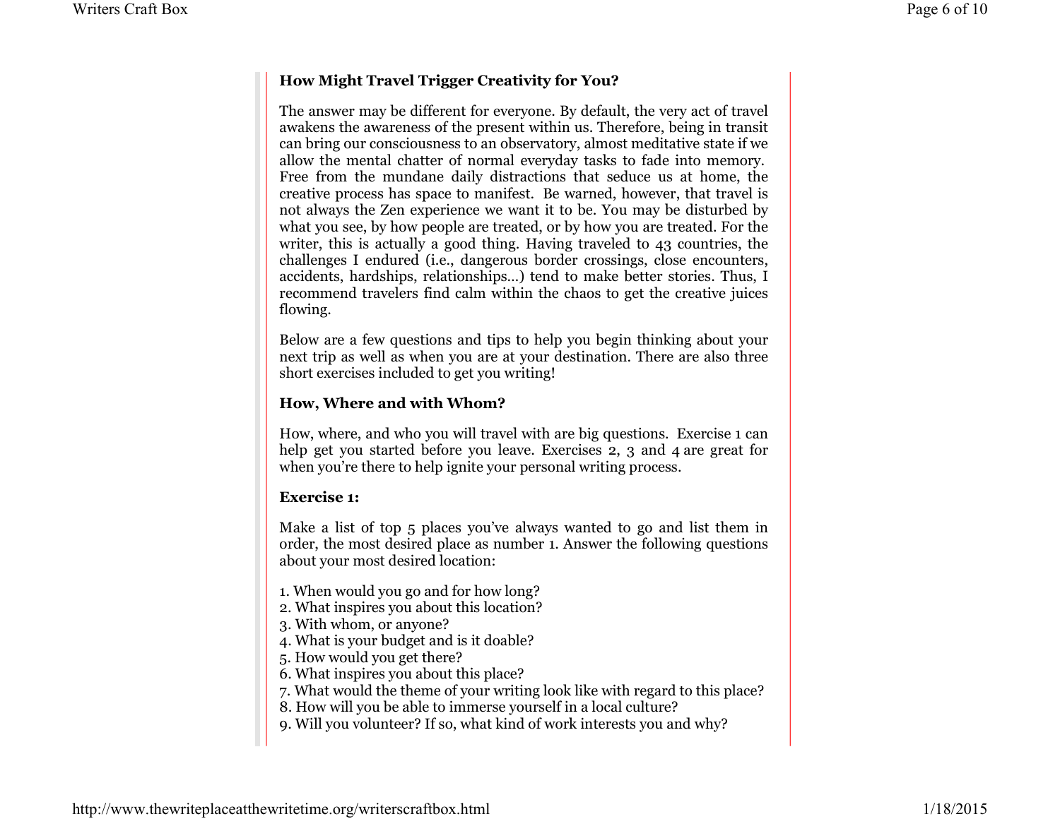**How Might Travel Trigger Creativity for You?**

The answer may be different for everyone. By default, the very act of travel awakens the awareness of the present within us. Therefore, being in transit can bring our consciousness to an observatory, almost meditative state if we allow the mental chatter of normal everyday tasks to fade into memory. Free from the mundane daily distractions that seduce us at home, the creative process has space to manifest. Be warned, however, that travel is not always the Zen experience we want it to be. You may be disturbed by what you see, by how people are treated, or by how you are treated. For the writer, this is actually a good thing. Having traveled to 43 countries, the challenges I endured (i.e., dangerous border crossings, close encounters, accidents, hardships, relationships…) tend to make better stories. Thus, I recommend travelers find calm within the chaos to get the creative juices flowing.

Below are a few questions and tips to help you begin thinking about your next trip as well as when you are at your destination. There are also three short exercises included to get you writing!

**How, Where and with Whom?**

How, where, and who you will travel with are big questions. Exercise 1 can help get you started before you leave. Exercises 2, 3 and 4 are great for when you're there to help ignite your personal writing process.

**Exercise 1:**

Make a list of top 5 places you've always wanted to go and list them in order, the most desired place as number 1. Answer the following questions about your most desired location:

1. When would you go and for how long?
2. What inspires you about this location?
3. With whom, or anyone?
4. What is your budget and is it doable?
5. How would you get there?
6. What inspires you about this place?
7. What would the theme of your writing look like with regard to this place?
8. How will you be able to immerse yourself in a local culture?
9. Will you volunteer? If so, what kind of work interests you and why?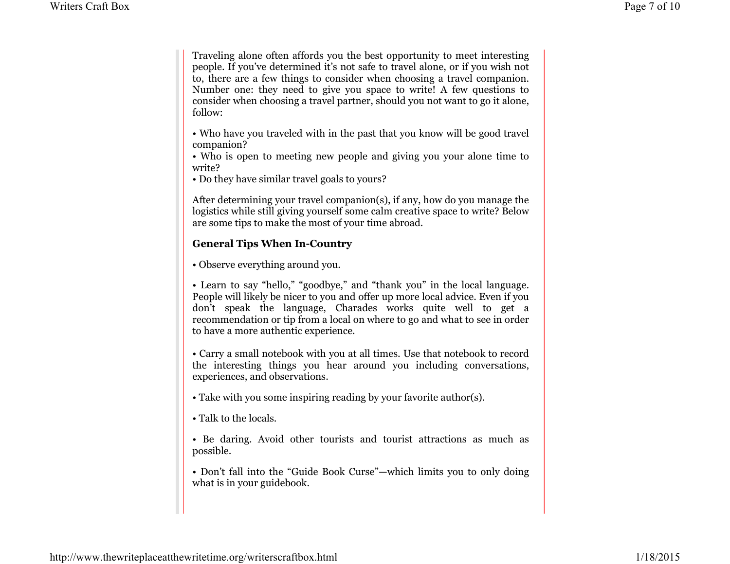Traveling alone often affords you the best opportunity to meet interesting people. If you've determined it's not safe to travel alone, or if you wish not to, there are a few things to consider when choosing a travel companion. Number one: they need to give you space to write! A few questions to consider when choosing a travel partner, should you not want to go it alone, follow:

• Who have you traveled with in the past that you know will be good travel companion?
• Who is open to meeting new people and giving you your alone time to write?
• Do they have similar travel goals to yours?

After determining your travel companion(s), if any, how do you manage the logistics while still giving yourself some calm creative space to write? Below are some tips to make the most of your time abroad.

**General Tips When In-Country**

• Observe everything around you.

• Learn to say "hello," "goodbye," and "thank you" in the local language. People will likely be nicer to you and offer up more local advice. Even if you don't speak the language, Charades works quite well to get a recommendation or tip from a local on where to go and what to see in order to have a more authentic experience.

• Carry a small notebook with you at all times. Use that notebook to record the interesting things you hear around you including conversations, experiences, and observations.

• Take with you some inspiring reading by your favorite author(s).

• Talk to the locals.

• Be daring. Avoid other tourists and tourist attractions as much as possible.

• Don't fall into the "Guide Book Curse"—which limits you to only doing what is in your guidebook.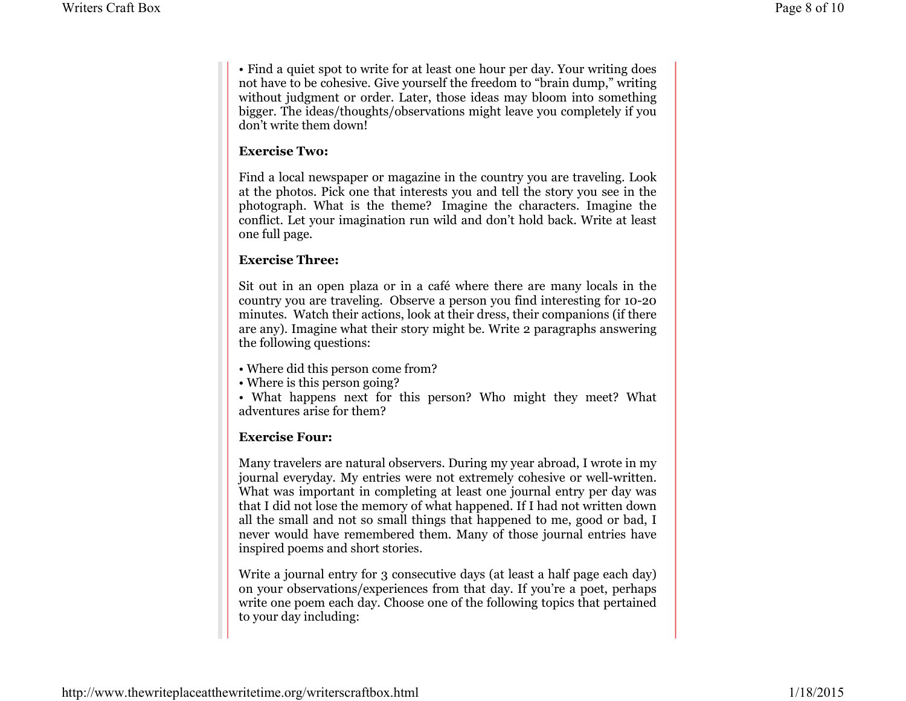• Find a quiet spot to write for at least one hour per day. Your writing does not have to be cohesive. Give yourself the freedom to “brain dump,” writing without judgment or order. Later, those ideas may bloom into something bigger. The ideas/thoughts/observations might leave you completely if you don’t write them down!

**Exercise Two:**

Find a local newspaper or magazine in the country you are traveling. Look at the photos. Pick one that interests you and tell the story you see in the photograph. What is the theme? Imagine the characters. Imagine the conflict. Let your imagination run wild and don’t hold back. Write at least one full page.

**Exercise Three:**

Sit out in an open plaza or in a café where there are many locals in the country you are traveling. Observe a person you find interesting for 10-20 minutes. Watch their actions, look at their dress, their companions (if there are any). Imagine what their story might be. Write 2 paragraphs answering the following questions:

• Where did this person come from?
• Where is this person going?
• What happens next for this person? Who might they meet? What adventures arise for them?

**Exercise Four:**

Many travelers are natural observers. During my year abroad, I wrote in my journal everyday. My entries were not extremely cohesive or well-written. What was important in completing at least one journal entry per day was that I did not lose the memory of what happened. If I had not written down all the small and not so small things that happened to me, good or bad, I never would have remembered them. Many of those journal entries have inspired poems and short stories.

Write a journal entry for 3 consecutive days (at least a half page each day) on your observations/experiences from that day. If you’re a poet, perhaps write one poem each day. Choose one of the following topics that pertained to your day including: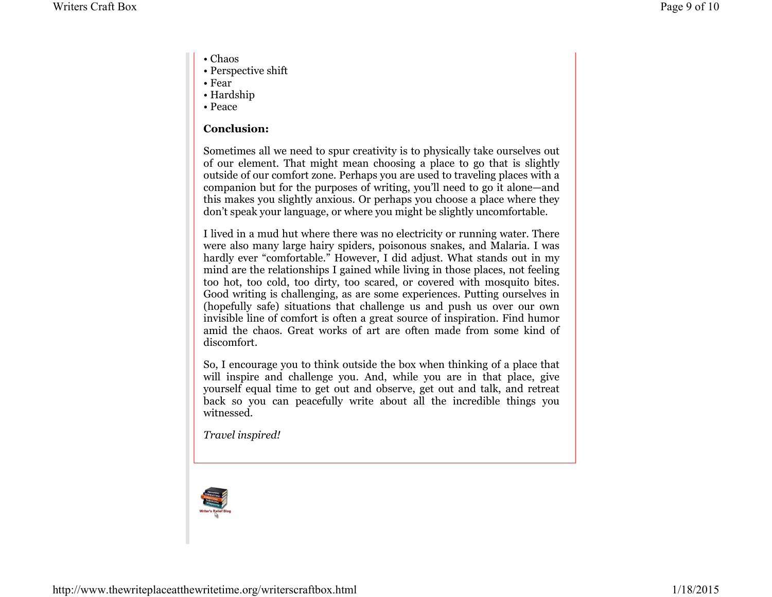- Chaos
- Perspective shift
- Fear
- Hardship
- Peace

**Conclusion:**

Sometimes all we need to spur creativity is to physically take ourselves out of our element. That might mean choosing a place to go that is slightly outside of our comfort zone. Perhaps you are used to traveling places with a companion but for the purposes of writing, you'll need to go it alone—and this makes you slightly anxious. Or perhaps you choose a place where they don't speak your language, or where you might be slightly uncomfortable.

I lived in a mud hut where there was no electricity or running water. There were also many large hairy spiders, poisonous snakes, and Malaria. I was hardly ever "comfortable." However, I did adjust. What stands out in my mind are the relationships I gained while living in those places, not feeling too hot, too cold, too dirty, too scared, or covered with mosquito bites. Good writing is challenging, as are some experiences. Putting ourselves in (hopefully safe) situations that challenge us and push us over our own invisible line of comfort is often a great source of inspiration. Find humor amid the chaos. Great works of art are often made from some kind of discomfort.

So, I encourage you to think outside the box when thinking of a place that will inspire and challenge you. And, while you are in that place, give yourself equal time to get out and observe, get out and talk, and retreat back so you can peacefully write about all the incredible things you witnessed.

*Travel inspired!*

Writer's Relief Blog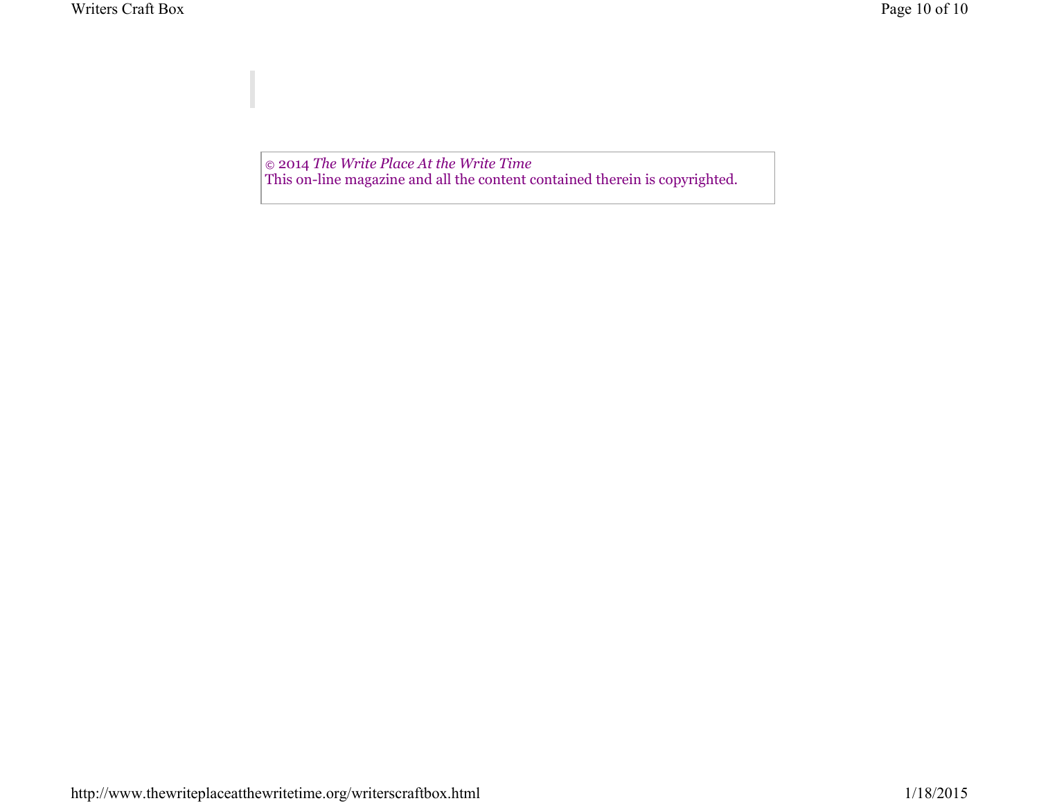© 2014 *The Write Place At the Write Time*
This on-line magazine and all the content contained therein is copyrighted.